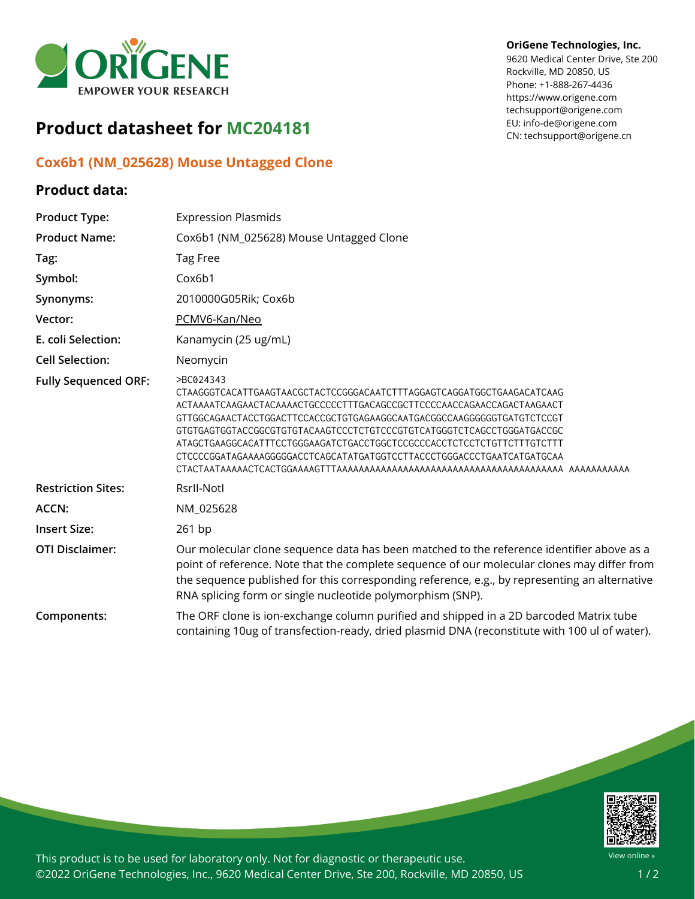OriGene Technologies, Inc.
9620 Medical Center Drive, Ste 200
Rockville, MD 20850, US
Phone: +1-888-267-4436
https://www.origene.com
techsupport@origene.com
EU: info-de@origene.com
CN: techsupport@origene.cn

# Product datasheet for MC204181

## Cox6b1 (NM_025628) Mouse Untagged Clone

### Product data:

| | |
|---|---|
| **Product Type:** | Expression Plasmids |
| **Product Name:** | Cox6b1 (NM_025628) Mouse Untagged Clone |
| **Tag:** | Tag Free |
| **Symbol:** | Cox6b1 |
| **Synonyms:** | 2010000G05Rik; Cox6b |
| **Vector:** | PCMV6-Kan/Neo |
| **E. coli Selection:** | Kanamycin (25 ug/mL) |
| **Cell Selection:** | Neomycin |
| **Fully Sequenced ORF:** | >BC024343<br>CTAAGGGTCACATTGAAGTAACGCTACTCCGGGACAATCTTTAGGAGTCAGGATGGCTGAAGACATCAAG<br>ACTAAAATCAAGAACTACAAAACTGCCCCCTTTGACAGCCGCTTCCCCAACCAGAACCAGACTAAGAACT<br>GTTGGCAGAACTACCTGGACTTCCACCGCTGTGAGAAGGCAATGACGGCCAAGGGGGGTGATGTCTCCGT<br>GTGTGAGTGGTACCGGCGTGTGTACAAGTCCCTCTGTCCCGTGTCATGGGTCTCAGCCTGGGATGACCGC<br>ATAGCTGAAGGCACATTTCCTGGGAAGATCTGACCTGGCTCCGCCCACCTCTCCTCTGTTCTTTGTCTTT<br>CTCCCCGGATAGAAAAGGGGGACCTCAGCATATGATGGTCCTTACCCTGGGACCCTGAATCATGATGCAA<br>CTACTAATAAAAACTCACTGGAAAAGTTTAAAAAAAAAAAAAAAAAAAAAAAAAAAAAAAAAAAAAAAAAA AAAAAAAAAAA |
| **Restriction Sites:** | RsrII-NotI |
| **ACCN:** | NM_025628 |
| **Insert Size:** | 261 bp |
| **OTI Disclaimer:** | Our molecular clone sequence data has been matched to the reference identifier above as a point of reference. Note that the complete sequence of our molecular clones may differ from the sequence published for this corresponding reference, e.g., by representing an alternative RNA splicing form or single nucleotide polymorphism (SNP). |
| **Components:** | The ORF clone is ion-exchange column purified and shipped in a 2D barcoded Matrix tube containing 10ug of transfection-ready, dried plasmid DNA (reconstitute with 100 ul of water). |

This product is to be used for laboratory only. Not for diagnostic or therapeutic use.
©2022 OriGene Technologies, Inc., 9620 Medical Center Drive, Ste 200, Rockville, MD 20850, US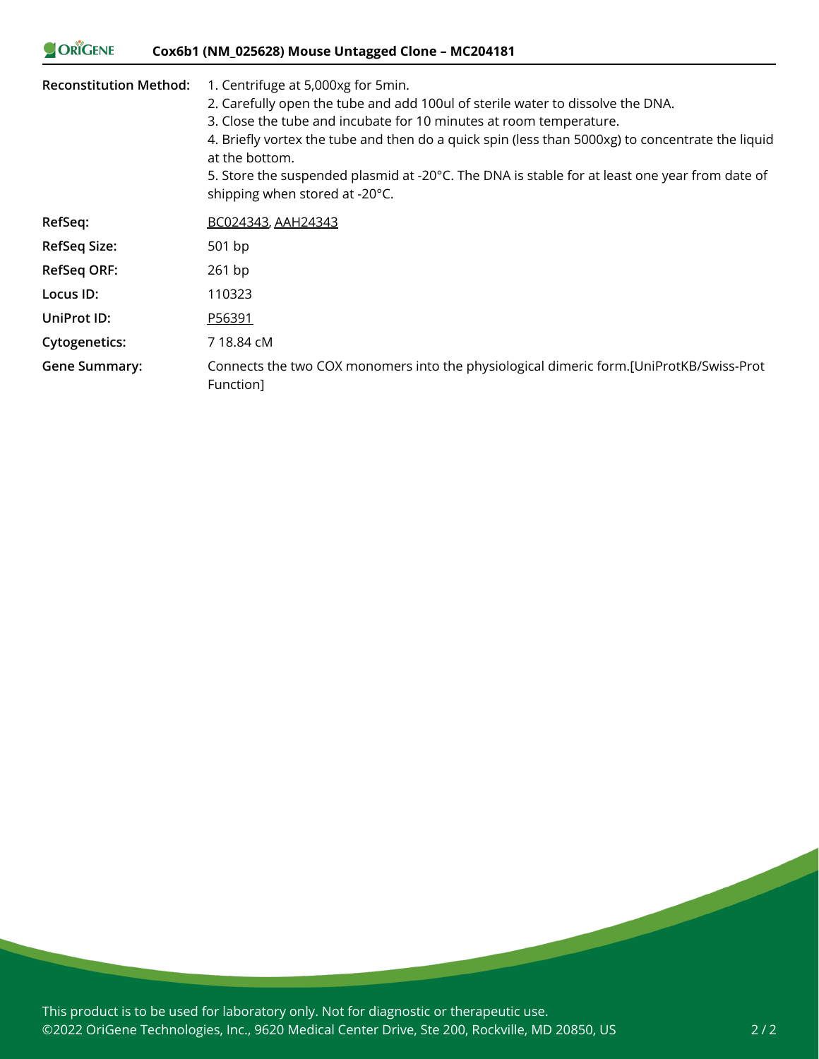| | |
|---|---|
| **Reconstitution Method:** | 1. Centrifuge at 5,000xg for 5min.<br>2. Carefully open the tube and add 100ul of sterile water to dissolve the DNA.<br>3. Close the tube and incubate for 10 minutes at room temperature.<br>4. Briefly vortex the tube and then do a quick spin (less than 5000xg) to concentrate the liquid at the bottom.<br>5. Store the suspended plasmid at -20°C. The DNA is stable for at least one year from date of shipping when stored at -20°C. |
| **RefSeq:** | BC024343, AAH24343 |
| **RefSeq Size:** | 501 bp |
| **RefSeq ORF:** | 261 bp |
| **Locus ID:** | 110323 |
| **UniProt ID:** | P56391 |
| **Cytogenetics:** | 7 18.84 cM |
| **Gene Summary:** | Connects the two COX monomers into the physiological dimeric form.[UniProtKB/Swiss-Prot Function] |

This product is to be used for laboratory only. Not for diagnostic or therapeutic use.
©2022 OriGene Technologies, Inc., 9620 Medical Center Drive, Ste 200, Rockville, MD 20850, US